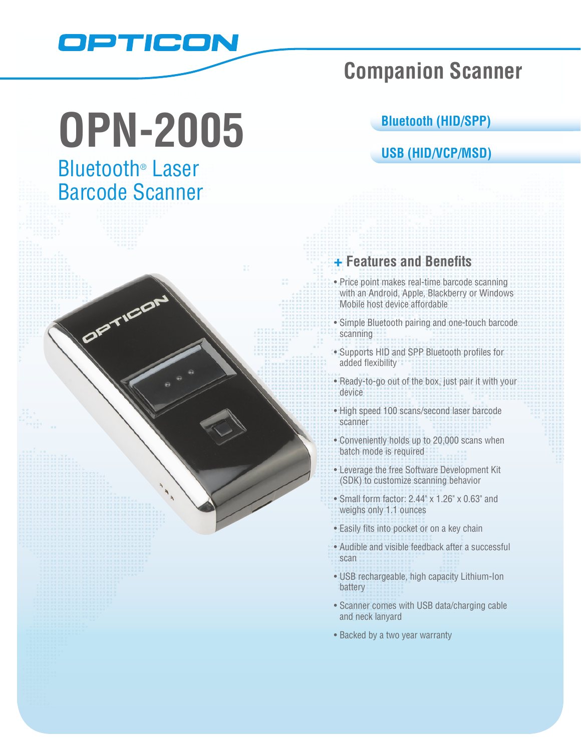OPTICON

## Companion Scanner

# OPN-2005

## Bluetooth® Laser Barcode Scanner

**Bluetooth (HID/SPP)**

**USB (HID/VCP/MSD)**

### + Features and Benefits

- Price point makes real-time barcode scanning with an Android, Apple, Blackberry or Windows Mobile host device affordable
- Simple Bluetooth pairing and one-touch barcode scanning
- Supports HID and SPP Bluetooth profiles for added flexibility
- Ready-to-go out of the box, just pair it with your device
- High speed 100 scans/second laser barcode scanner
- Conveniently holds up to 20,000 scans when batch mode is required
- Leverage the free Software Development Kit (SDK) to customize scanning behavior
- Small form factor: 2.44" x 1.26" x 0.63" and weighs only 1.1 ounces
- Easily fits into pocket or on a key chain
- Audible and visible feedback after a successful scan
- USB rechargeable, high capacity Lithium-Ion battery
- Scanner comes with USB data/charging cable and neck lanyard
- Backed by a two year warranty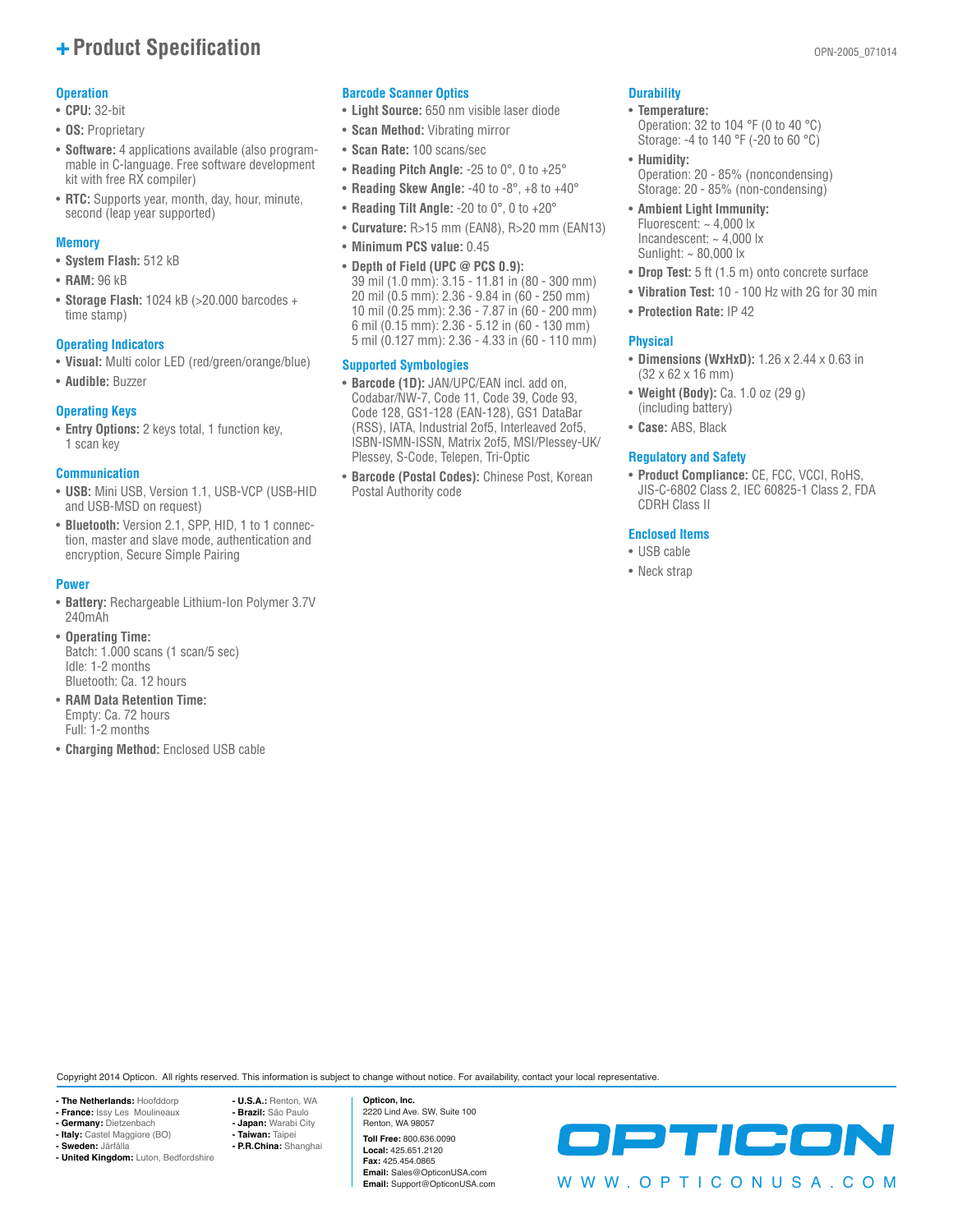# + Product Specification

OPN-2005_071014

## Operation

- **CPU:** 32-bit
- **OS:** Proprietary
- **Software:** 4 applications available (also programmable in C-language. Free software development kit with free RX compiler)
- **RTC:** Supports year, month, day, hour, minute, second (leap year supported)

## Memory

- **System Flash:** 512 kB
- **RAM:** 96 kB
- **Storage Flash:** 1024 kB (>20.000 barcodes + time stamp)

## Operating Indicators

- **Visual:** Multi color LED (red/green/orange/blue)
- **Audible:** Buzzer

## Operating Keys

- **Entry Options:** 2 keys total, 1 function key, 1 scan key

## Communication

- **USB:** Mini USB, Version 1.1, USB-VCP (USB-HID and USB-MSD on request)
- **Bluetooth:** Version 2.1, SPP, HID, 1 to 1 connection, master and slave mode, authentication and encryption, Secure Simple Pairing

## Power

- **Battery:** Rechargeable Lithium-Ion Polymer 3.7V 240mAh
- **Operating Time:**
  Batch: 1.000 scans (1 scan/5 sec)
  Idle: 1-2 months
  Bluetooth: Ca. 12 hours
- **RAM Data Retention Time:**
  Empty: Ca. 72 hours
  Full: 1-2 months
- **Charging Method:** Enclosed USB cable

## Barcode Scanner Optics

- **Light Source:** 650 nm visible laser diode
- **Scan Method:** Vibrating mirror
- **Scan Rate:** 100 scans/sec
- **Reading Pitch Angle:** -25 to 0°, 0 to +25°
- **Reading Skew Angle:** -40 to -8°, +8 to +40°
- **Reading Tilt Angle:** -20 to 0°, 0 to +20°
- **Curvature:** R>15 mm (EAN8), R>20 mm (EAN13)
- **Minimum PCS value:** 0.45
- **Depth of Field (UPC @ PCS 0.9):**
  39 mil (1.0 mm): 3.15 - 11.81 in (80 - 300 mm)
  20 mil (0.5 mm): 2.36 - 9.84 in (60 - 250 mm)
  10 mil (0.25 mm): 2.36 - 7.87 in (60 - 200 mm)
  6 mil (0.15 mm): 2.36 - 5.12 in (60 - 130 mm)
  5 mil (0.127 mm): 2.36 - 4.33 in (60 - 110 mm)

## Supported Symbologies

- **Barcode (1D):** JAN/UPC/EAN incl. add on, Codabar/NW-7, Code 11, Code 39, Code 93, Code 128, GS1-128 (EAN-128), GS1 DataBar (RSS), IATA, Industrial 2of5, Interleaved 2of5, ISBN-ISMN-ISSN, Matrix 2of5, MSI/Plessey-UK/Plessey, S-Code, Telepen, Tri-Optic
- **Barcode (Postal Codes):** Chinese Post, Korean Postal Authority code

## Durability

- **Temperature:**
  Operation: 32 to 104 °F (0 to 40 °C)
  Storage: -4 to 140 °F (-20 to 60 °C)
- **Humidity:**
  Operation: 20 - 85% (noncondensing)
  Storage: 20 - 85% (non-condensing)
- **Ambient Light Immunity:**
  Fluorescent: ~ 4,000 lx
  Incandescent: ~ 4,000 lx
  Sunlight: ~ 80,000 lx
- **Drop Test:** 5 ft (1.5 m) onto concrete surface
- **Vibration Test:** 10 - 100 Hz with 2G for 30 min
- **Protection Rate:** IP 42

## Physical

- **Dimensions (WxHxD):** 1.26 x 2.44 x 0.63 in (32 x 62 x 16 mm)
- **Weight (Body):** Ca. 1.0 oz (29 g) (including battery)
- **Case:** ABS, Black

## Regulatory and Safety

- **Product Compliance:** CE, FCC, VCCI, RoHS, JIS-C-6802 Class 2, IEC 60825-1 Class 2, FDA CDRH Class II

## Enclosed Items

- USB cable
- Neck strap

Copyright 2014 Opticon. All rights reserved. This information is subject to change without notice. For availability, contact your local representative.

- **The Netherlands:** Hoofddorp
- **France:** Issy Les Moulineaux
- **Germany:** Dietzenbach
- **Italy:** Castel Maggiore (BO)
- **Sweden:** Järfälla
- **United Kingdom:** Luton, Bedfordshire
- **U.S.A.:** Renton, WA
- **Brazil:** São Paulo
- **Japan:** Warabi City
- **Taiwan:** Taipei
- **P.R.China:** Shanghai

**Opticon, Inc.**
2220 Lind Ave. SW, Suite 100
Renton, WA 98057

**Toll Free:** 800.636.0090
**Local:** 425.651.2120
**Fax:** 425.454.0865
**Email:** Sales@OpticonUSA.com
**Email:** Support@OpticonUSA.com

OPTICON

WWW.OPTICONUSA.COM